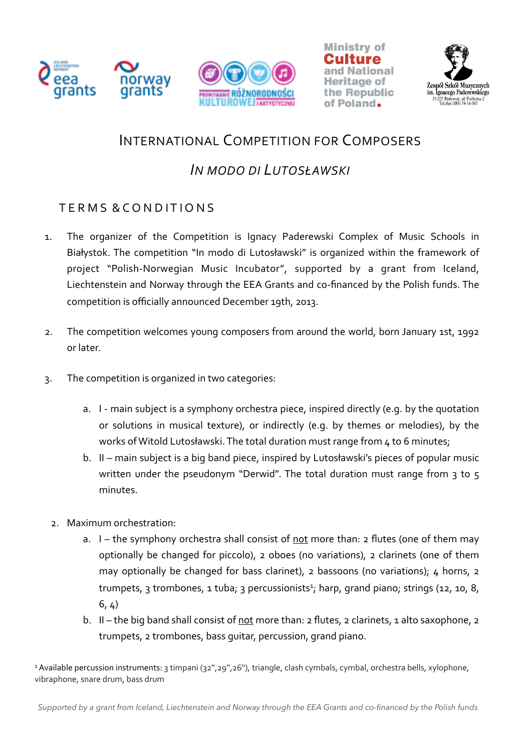# International Competition for Composers

## *In modo di Lutosławski*

### TERMS & CONDITIONS

1. The organizer of the Competition is Ignacy Paderewski Complex of Music Schools in Białystok. The competition "In modo di Lutosławski" is organized within the framework of project "Polish-Norwegian Music Incubator", supported by a grant from Iceland, Liechtenstein and Norway through the EEA Grants and co-financed by the Polish funds. The competition is officially announced December 19th, 2013.

2. The competition welcomes young composers from around the world, born January 1st, 1992 or later.

3. The competition is organized in two categories:

   a. I - main subject is a symphony orchestra piece, inspired directly (e.g. by the quotation or solutions in musical texture), or indirectly (e.g. by themes or melodies), by the works of Witold Lutosławski. The total duration must range from 4 to 6 minutes;

   b. II – main subject is a big band piece, inspired by Lutosławski's pieces of popular music written under the pseudonym "Derwid". The total duration must range from 3 to 5 minutes.

2. Maximum orchestration:

   a. I – the symphony orchestra shall consist of <u>not</u> more than: 2 flutes (one of them may optionally be changed for piccolo), 2 oboes (no variations), 2 clarinets (one of them may optionally be changed for bass clarinet), 2 bassoons (no variations); 4 horns, 2 trumpets, 3 trombones, 1 tuba; 3 percussionists[1]; harp, grand piano; strings (12, 10, 8, 6, 4)

   b. II – the big band shall consist of <u>not</u> more than: 2 flutes, 2 clarinets, 1 alto saxophone, 2 trumpets, 2 trombones, bass guitar, percussion, grand piano.

[1] Available percussion instruments: 3 timpani (32",29",26"), triangle, clash cymbals, cymbal, orchestra bells, xylophone, vibraphone, snare drum, bass drum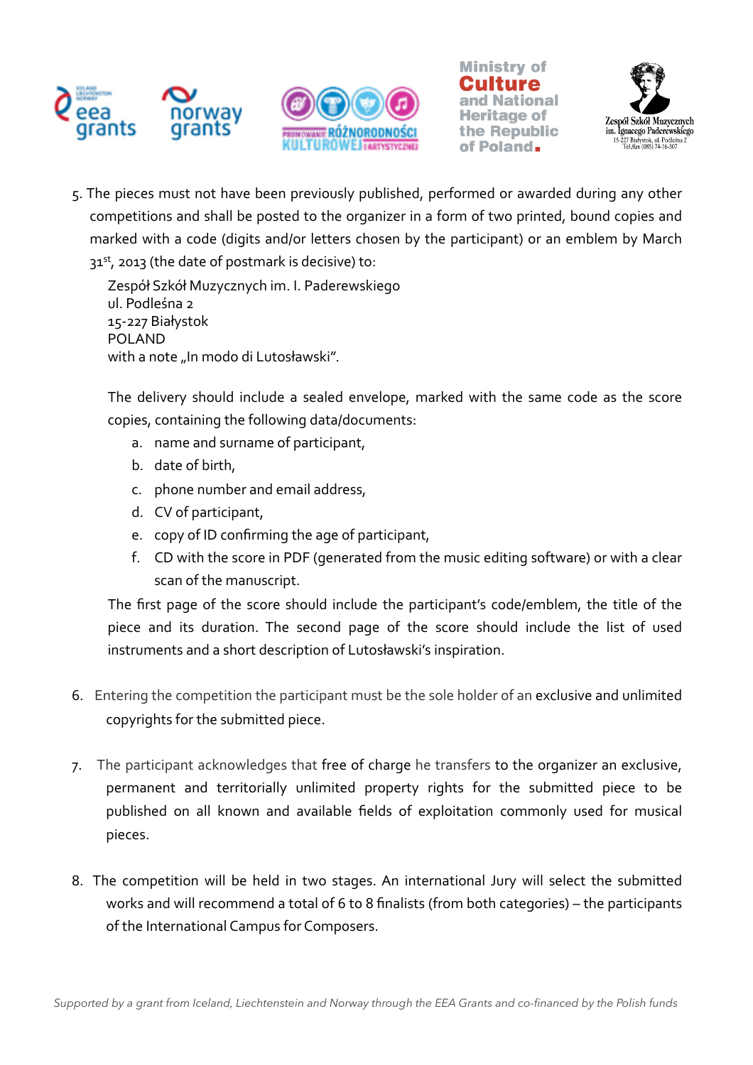5. The pieces must not have been previously published, performed or awarded during any other competitions and shall be posted to the organizer in a form of two printed, bound copies and marked with a code (digits and/or letters chosen by the participant) or an emblem by March 31st, 2013 (the date of postmark is decisive) to:

   Zespół Szkół Muzycznych im. I. Paderewskiego
   ul. Podleśna 2
   15-227 Białystok
   POLAND
   with a note „In modo di Lutosławski".

   The delivery should include a sealed envelope, marked with the same code as the score copies, containing the following data/documents:

   a. name and surname of participant,
   b. date of birth,
   c. phone number and email address,
   d. CV of participant,
   e. copy of ID confirming the age of participant,
   f. CD with the score in PDF (generated from the music editing software) or with a clear scan of the manuscript.

   The first page of the score should include the participant's code/emblem, the title of the piece and its duration. The second page of the score should include the list of used instruments and a short description of Lutosławski's inspiration.

6. Entering the competition the participant must be the sole holder of an exclusive and unlimited copyrights for the submitted piece.

7. The participant acknowledges that free of charge he transfers to the organizer an exclusive, permanent and territorially unlimited property rights for the submitted piece to be published on all known and available fields of exploitation commonly used for musical pieces.

8. The competition will be held in two stages. An international Jury will select the submitted works and will recommend a total of 6 to 8 finalists (from both categories) – the participants of the International Campus for Composers.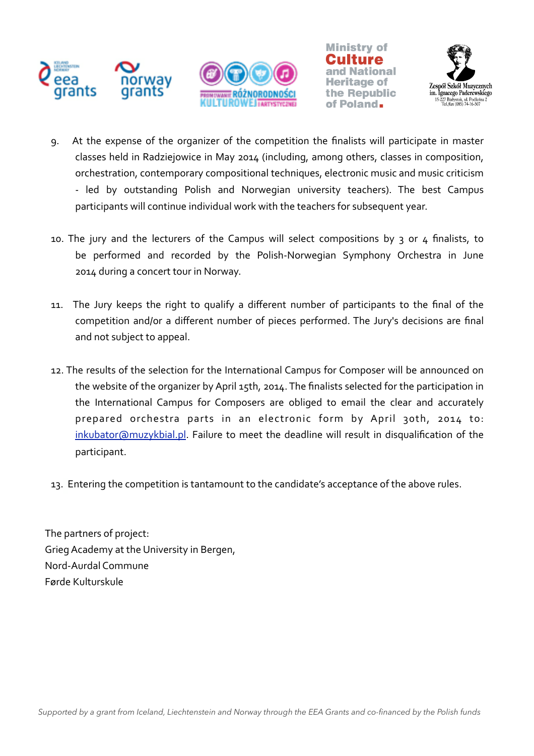9. At the expense of the organizer of the competition the finalists will participate in master classes held in Radziejowice in May 2014 (including, among others, classes in composition, orchestration, contemporary compositional techniques, electronic music and music criticism - led by outstanding Polish and Norwegian university teachers). The best Campus participants will continue individual work with the teachers for subsequent year.

10. The jury and the lecturers of the Campus will select compositions by 3 or 4 finalists, to be performed and recorded by the Polish-Norwegian Symphony Orchestra in June 2014 during a concert tour in Norway.

11. The Jury keeps the right to qualify a different number of participants to the final of the competition and/or a different number of pieces performed. The Jury's decisions are final and not subject to appeal.

12. The results of the selection for the International Campus for Composer will be announced on the website of the organizer by April 15th, 2014. The finalists selected for the participation in the International Campus for Composers are obliged to email the clear and accurately prepared orchestra parts in an electronic form by April 30th, 2014 to: inkubator@muzykbial.pl. Failure to meet the deadline will result in disqualification of the participant.

13. Entering the competition is tantamount to the candidate's acceptance of the above rules.

The partners of project:
Grieg Academy at the University in Bergen,
Nord-Aurdal Commune
Førde Kulturskule

*Supported by a grant from Iceland, Liechtenstein and Norway through the EEA Grants and co-financed by the Polish funds*